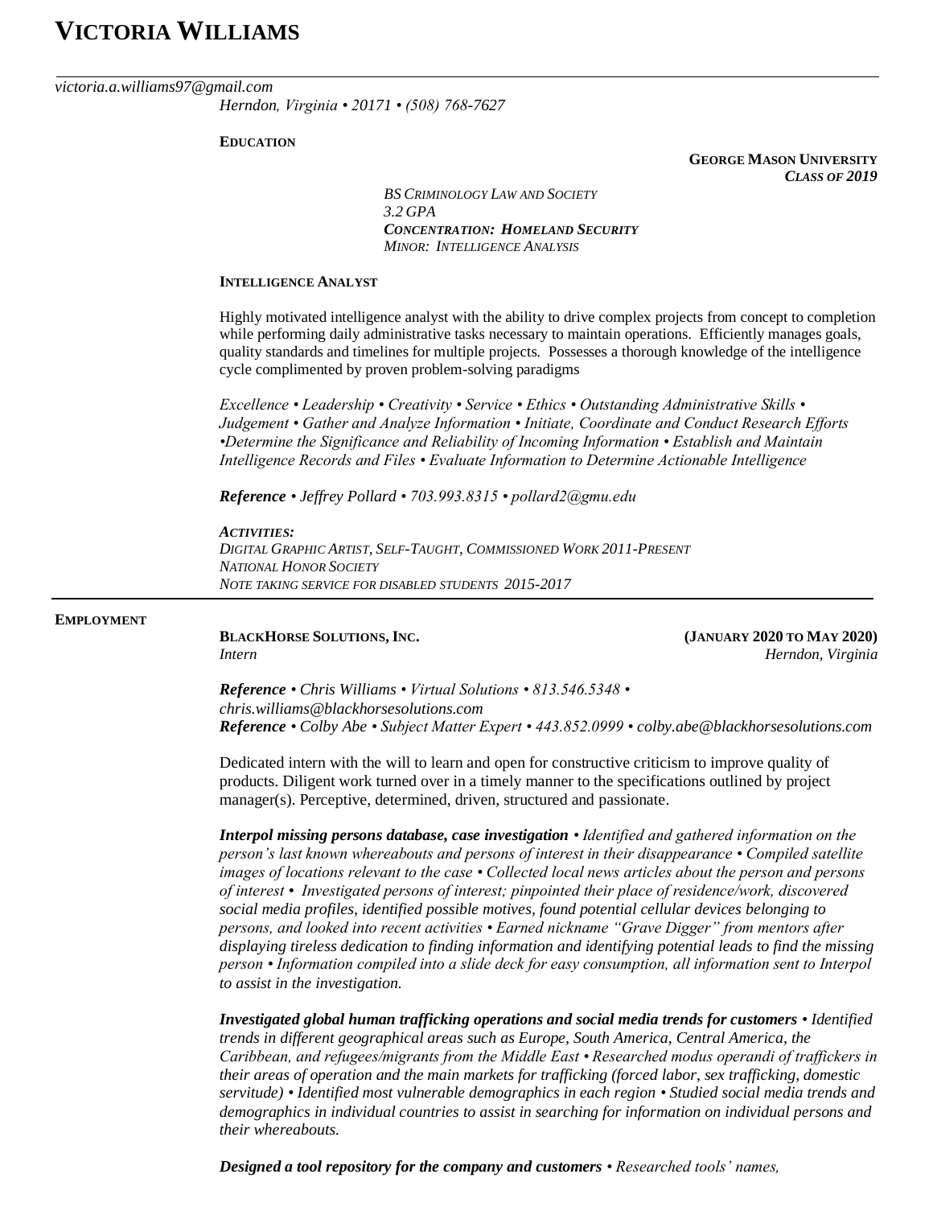# Victoria Williams

*victoria.a.williams97@gmail.com*
*Herndon, Virginia • 20171 • (508) 768-7627*

## Education

**George Mason University**
***Class of 2019***

*BS Criminology Law and Society*
*3.2 GPA*
***Concentration: Homeland Security***
*Minor: Intelligence Analysis*

## Intelligence Analyst

Highly motivated intelligence analyst with the ability to drive complex projects from concept to completion while performing daily administrative tasks necessary to maintain operations. Efficiently manages goals, quality standards and timelines for multiple projects. Possesses a thorough knowledge of the intelligence cycle complimented by proven problem-solving paradigms

*Excellence • Leadership • Creativity • Service • Ethics • Outstanding Administrative Skills • Judgement • Gather and Analyze Information • Initiate, Coordinate and Conduct Research Efforts •Determine the Significance and Reliability of Incoming Information • Establish and Maintain Intelligence Records and Files • Evaluate Information to Determine Actionable Intelligence*

***Reference** • Jeffrey Pollard • 703.993.8315 • pollard2@gmu.edu*

***Activities:***
*Digital Graphic Artist, Self-Taught, Commissioned Work 2011-Present*
*National Honor Society*
*Note taking service for disabled students 2015-2017*

## Employment

**BlackHorse Solutions, Inc.** **(January 2020 to May 2020)**
*Intern* *Herndon, Virginia*

***Reference** • Chris Williams • Virtual Solutions • 813.546.5348 • chris.williams@blackhorsesolutions.com*
***Reference** • Colby Abe • Subject Matter Expert • 443.852.0999 • colby.abe@blackhorsesolutions.com*

Dedicated intern with the will to learn and open for constructive criticism to improve quality of products. Diligent work turned over in a timely manner to the specifications outlined by project manager(s). Perceptive, determined, driven, structured and passionate.

***Interpol missing persons database, case investigation** • Identified and gathered information on the person's last known whereabouts and persons of interest in their disappearance • Compiled satellite images of locations relevant to the case • Collected local news articles about the person and persons of interest • Investigated persons of interest; pinpointed their place of residence/work, discovered social media profiles, identified possible motives, found potential cellular devices belonging to persons, and looked into recent activities • Earned nickname "Grave Digger" from mentors after displaying tireless dedication to finding information and identifying potential leads to find the missing person • Information compiled into a slide deck for easy consumption, all information sent to Interpol to assist in the investigation.*

***Investigated global human trafficking operations and social media trends for customers** • Identified trends in different geographical areas such as Europe, South America, Central America, the Caribbean, and refugees/migrants from the Middle East • Researched modus operandi of traffickers in their areas of operation and the main markets for trafficking (forced labor, sex trafficking, domestic servitude) • Identified most vulnerable demographics in each region • Studied social media trends and demographics in individual countries to assist in searching for information on individual persons and their whereabouts.*

***Designed a tool repository for the company and customers** • Researched tools' names,*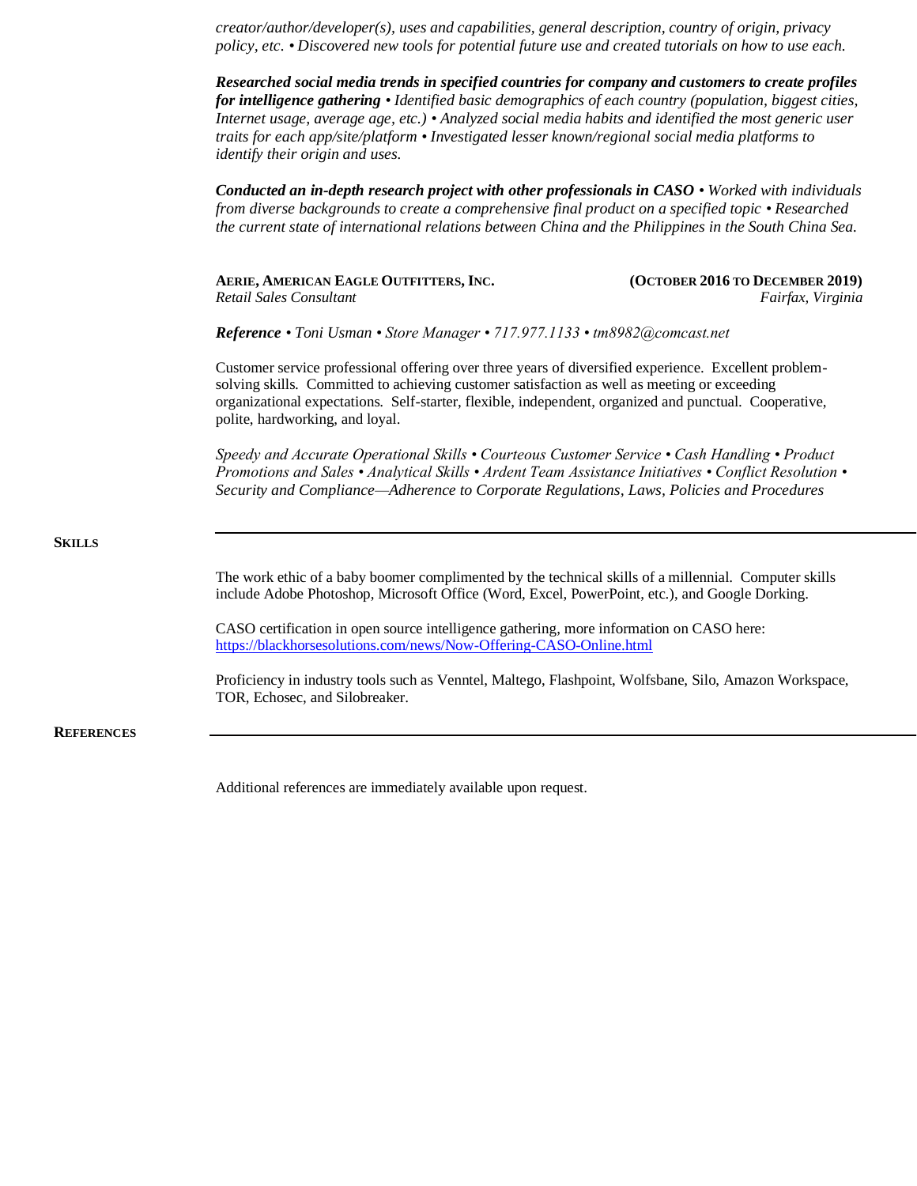*creator/author/developer(s), uses and capabilities, general description, country of origin, privacy policy, etc. • Discovered new tools for potential future use and created tutorials on how to use each.*

***Researched social media trends in specified countries for company and customers to create profiles for intelligence gathering*** *• Identified basic demographics of each country (population, biggest cities, Internet usage, average age, etc.) • Analyzed social media habits and identified the most generic user traits for each app/site/platform • Investigated lesser known/regional social media platforms to identify their origin and uses.*

***Conducted an in-depth research project with other professionals in CASO*** *• Worked with individuals from diverse backgrounds to create a comprehensive final product on a specified topic • Researched the current state of international relations between China and the Philippines in the South China Sea.*

**AERIE, AMERICAN EAGLE OUTFITTERS, INC.** **(OCTOBER 2016 TO DECEMBER 2019)**
*Retail Sales Consultant* *Fairfax, Virginia*

***Reference*** *• Toni Usman • Store Manager • 717.977.1133 • tm8982@comcast.net*

Customer service professional offering over three years of diversified experience. Excellent problem-solving skills. Committed to achieving customer satisfaction as well as meeting or exceeding organizational expectations. Self-starter, flexible, independent, organized and punctual. Cooperative, polite, hardworking, and loyal.

*Speedy and Accurate Operational Skills • Courteous Customer Service • Cash Handling • Product Promotions and Sales • Analytical Skills • Ardent Team Assistance Initiatives • Conflict Resolution • Security and Compliance—Adherence to Corporate Regulations, Laws, Policies and Procedures*

## SKILLS

The work ethic of a baby boomer complimented by the technical skills of a millennial. Computer skills include Adobe Photoshop, Microsoft Office (Word, Excel, PowerPoint, etc.), and Google Dorking.

CASO certification in open source intelligence gathering, more information on CASO here: [https://blackhorsesolutions.com/news/Now-Offering-CASO-Online.html](https://blackhorsesolutions.com/news/Now-Offering-CASO-Online.html)

Proficiency in industry tools such as Venntel, Maltego, Flashpoint, Wolfsbane, Silo, Amazon Workspace, TOR, Echosec, and Silobreaker.

## REFERENCES

Additional references are immediately available upon request.